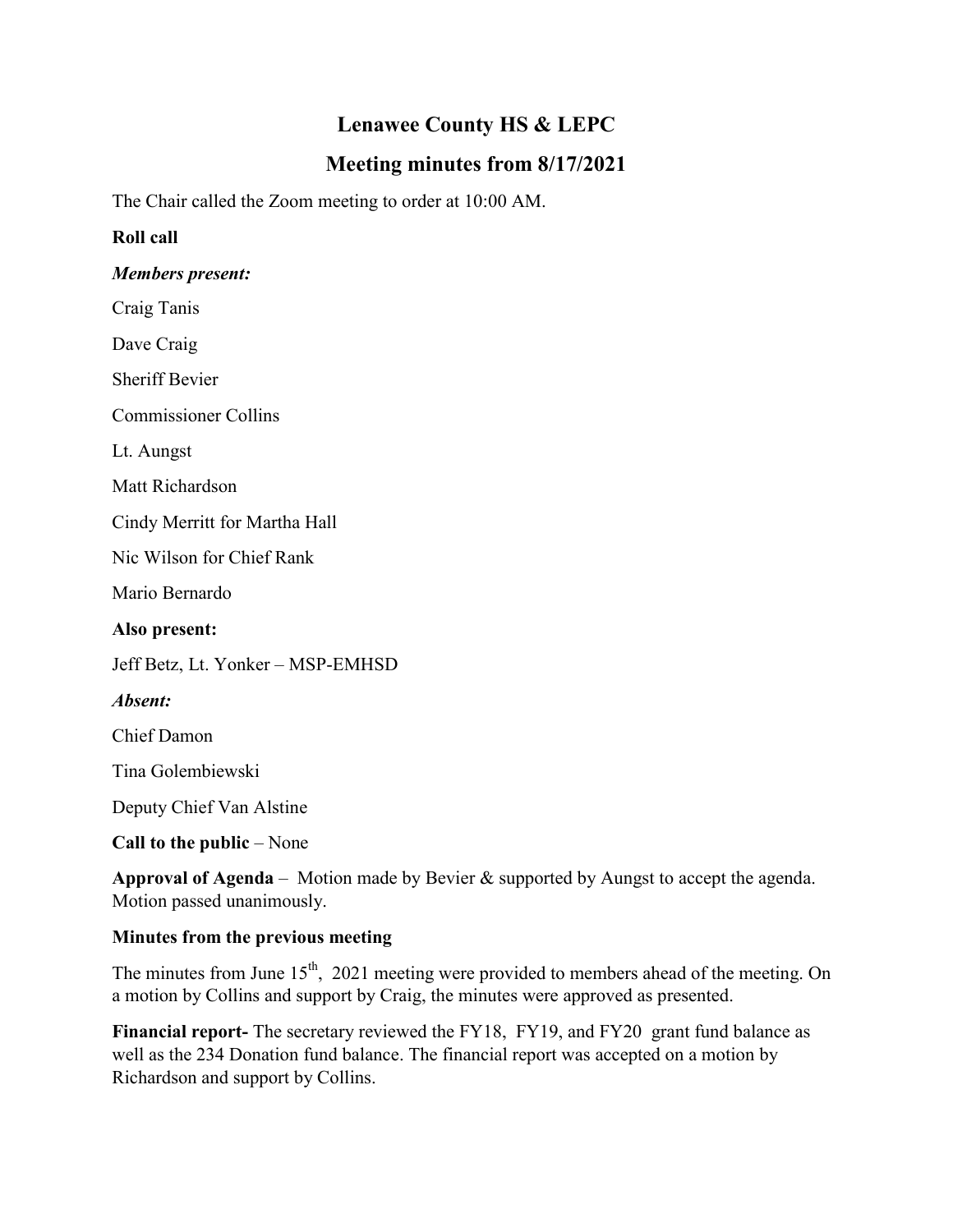# Lenawee County HS & LEPC

## Meeting minutes from 8/17/2021

The Chair called the Zoom meeting to order at 10:00 AM.

**Roll call**

***Members present:***

Craig Tanis

Dave Craig

Sheriff Bevier

Commissioner Collins

Lt. Aungst

Matt Richardson

Cindy Merritt for Martha Hall

Nic Wilson for Chief Rank

Mario Bernardo

**Also present:**

Jeff Betz, Lt. Yonker – MSP-EMHSD

***Absent:***

Chief Damon

Tina Golembiewski

Deputy Chief Van Alstine

**Call to the public** – None

**Approval of Agenda** – Motion made by Bevier & supported by Aungst to accept the agenda. Motion passed unanimously.

**Minutes from the previous meeting**

The minutes from June 15th, 2021 meeting were provided to members ahead of the meeting. On a motion by Collins and support by Craig, the minutes were approved as presented.

**Financial report-** The secretary reviewed the FY18, FY19, and FY20 grant fund balance as well as the 234 Donation fund balance. The financial report was accepted on a motion by Richardson and support by Collins.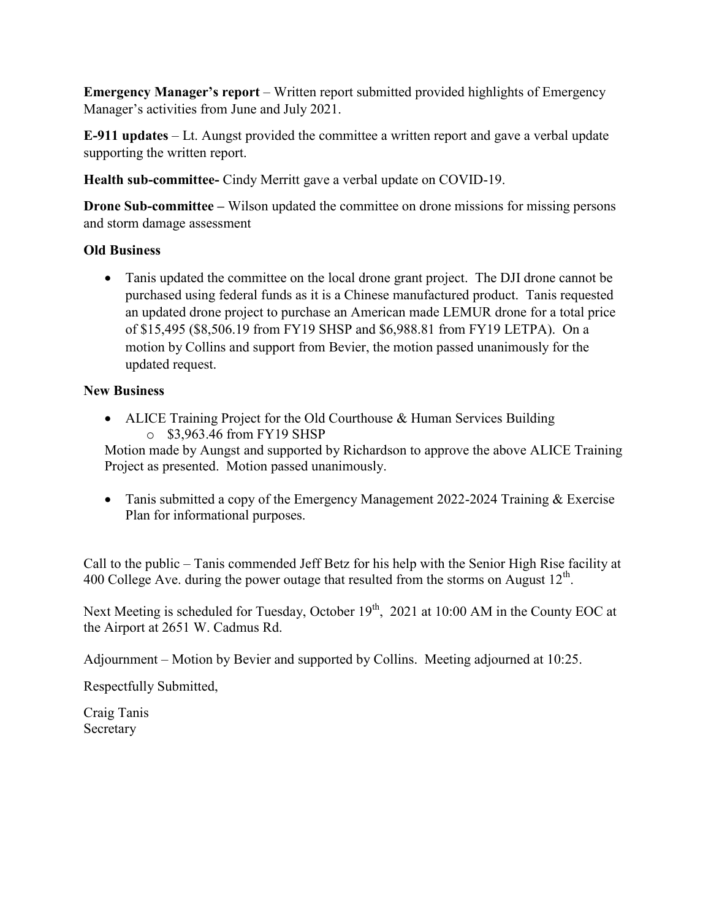**Emergency Manager's report** – Written report submitted provided highlights of Emergency Manager's activities from June and July 2021.

**E-911 updates** – Lt. Aungst provided the committee a written report and gave a verbal update supporting the written report.

**Health sub-committee-** Cindy Merritt gave a verbal update on COVID-19.

**Drone Sub-committee –** Wilson updated the committee on drone missions for missing persons and storm damage assessment

**Old Business**

- Tanis updated the committee on the local drone grant project. The DJI drone cannot be purchased using federal funds as it is a Chinese manufactured product. Tanis requested an updated drone project to purchase an American made LEMUR drone for a total price of $15,495 ($8,506.19 from FY19 SHSP and $6,988.81 from FY19 LETPA). On a motion by Collins and support from Bevier, the motion passed unanimously for the updated request.

**New Business**

- ALICE Training Project for the Old Courthouse & Human Services Building
  - $3,963.46 from FY19 SHSP

  Motion made by Aungst and supported by Richardson to approve the above ALICE Training Project as presented. Motion passed unanimously.

- Tanis submitted a copy of the Emergency Management 2022-2024 Training & Exercise Plan for informational purposes.

Call to the public – Tanis commended Jeff Betz for his help with the Senior High Rise facility at 400 College Ave. during the power outage that resulted from the storms on August 12th.

Next Meeting is scheduled for Tuesday, October 19th, 2021 at 10:00 AM in the County EOC at the Airport at 2651 W. Cadmus Rd.

Adjournment – Motion by Bevier and supported by Collins. Meeting adjourned at 10:25.

Respectfully Submitted,

Craig Tanis
Secretary